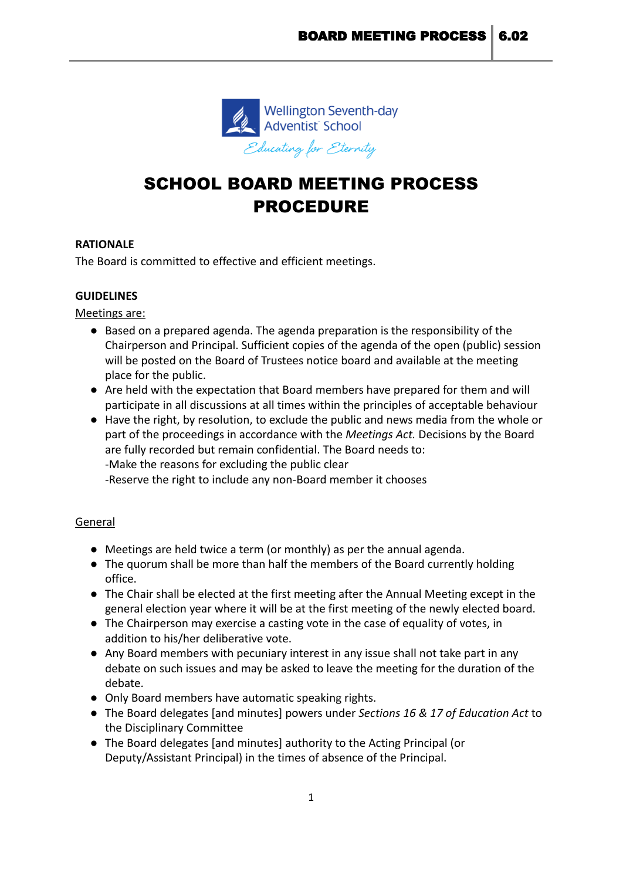Wellington Seventh-day Adventist School

Educating for Eternity

# SCHOOL BOARD MEETING PROCESS PROCEDURE

**RATIONALE**

The Board is committed to effective and efficient meetings.

**GUIDELINES**

Meetings are:

- Based on a prepared agenda. The agenda preparation is the responsibility of the Chairperson and Principal. Sufficient copies of the agenda of the open (public) session will be posted on the Board of Trustees notice board and available at the meeting place for the public.
- Are held with the expectation that Board members have prepared for them and will participate in all discussions at all times within the principles of acceptable behaviour
- Have the right, by resolution, to exclude the public and news media from the whole or part of the proceedings in accordance with the *Meetings Act.* Decisions by the Board are fully recorded but remain confidential. The Board needs to:
  -Make the reasons for excluding the public clear
  -Reserve the right to include any non-Board member it chooses

General

- Meetings are held twice a term (or monthly) as per the annual agenda.
- The quorum shall be more than half the members of the Board currently holding office.
- The Chair shall be elected at the first meeting after the Annual Meeting except in the general election year where it will be at the first meeting of the newly elected board.
- The Chairperson may exercise a casting vote in the case of equality of votes, in addition to his/her deliberative vote.
- Any Board members with pecuniary interest in any issue shall not take part in any debate on such issues and may be asked to leave the meeting for the duration of the debate.
- Only Board members have automatic speaking rights.
- The Board delegates [and minutes] powers under *Sections 16 & 17 of Education Act* to the Disciplinary Committee
- The Board delegates [and minutes] authority to the Acting Principal (or Deputy/Assistant Principal) in the times of absence of the Principal.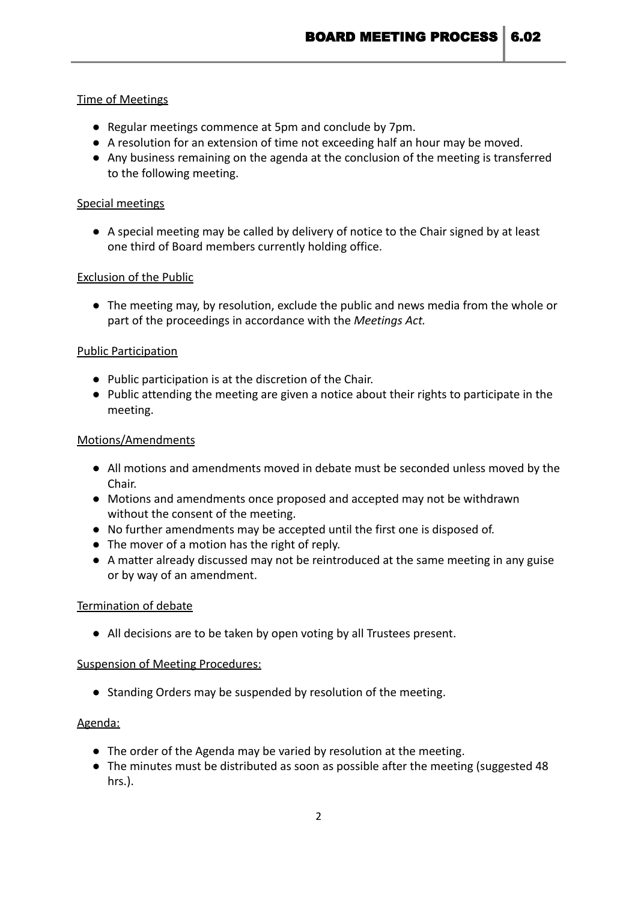### Time of Meetings

- Regular meetings commence at 5pm and conclude by 7pm.
- A resolution for an extension of time not exceeding half an hour may be moved.
- Any business remaining on the agenda at the conclusion of the meeting is transferred to the following meeting.

### Special meetings

- A special meeting may be called by delivery of notice to the Chair signed by at least one third of Board members currently holding office.

### Exclusion of the Public

- The meeting may, by resolution, exclude the public and news media from the whole or part of the proceedings in accordance with the *Meetings Act.*

### Public Participation

- Public participation is at the discretion of the Chair.
- Public attending the meeting are given a notice about their rights to participate in the meeting.

### Motions/Amendments

- All motions and amendments moved in debate must be seconded unless moved by the Chair.
- Motions and amendments once proposed and accepted may not be withdrawn without the consent of the meeting.
- No further amendments may be accepted until the first one is disposed of.
- The mover of a motion has the right of reply.
- A matter already discussed may not be reintroduced at the same meeting in any guise or by way of an amendment.

### Termination of debate

- All decisions are to be taken by open voting by all Trustees present.

### Suspension of Meeting Procedures:

- Standing Orders may be suspended by resolution of the meeting.

### Agenda:

- The order of the Agenda may be varied by resolution at the meeting.
- The minutes must be distributed as soon as possible after the meeting (suggested 48 hrs.).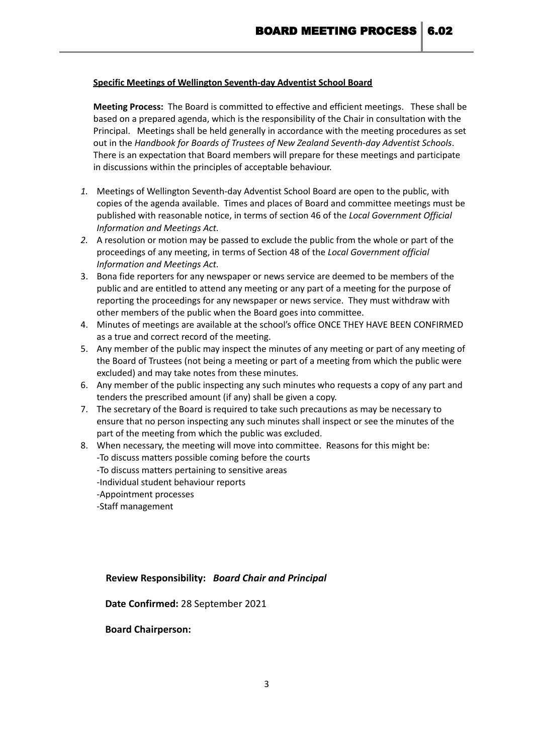**Specific Meetings of Wellington Seventh-day Adventist School Board**

**Meeting Process:** The Board is committed to effective and efficient meetings. These shall be based on a prepared agenda, which is the responsibility of the Chair in consultation with the Principal. Meetings shall be held generally in accordance with the meeting procedures as set out in the *Handbook for Boards of Trustees of New Zealand Seventh-day Adventist Schools*. There is an expectation that Board members will prepare for these meetings and participate in discussions within the principles of acceptable behaviour.

1. Meetings of Wellington Seventh-day Adventist School Board are open to the public, with copies of the agenda available. Times and places of Board and committee meetings must be published with reasonable notice, in terms of section 46 of the *Local Government Official Information and Meetings Act.*
2. A resolution or motion may be passed to exclude the public from the whole or part of the proceedings of any meeting, in terms of Section 48 of the *Local Government official Information and Meetings Act.*
3. Bona fide reporters for any newspaper or news service are deemed to be members of the public and are entitled to attend any meeting or any part of a meeting for the purpose of reporting the proceedings for any newspaper or news service. They must withdraw with other members of the public when the Board goes into committee.
4. Minutes of meetings are available at the school's office ONCE THEY HAVE BEEN CONFIRMED as a true and correct record of the meeting.
5. Any member of the public may inspect the minutes of any meeting or part of any meeting of the Board of Trustees (not being a meeting or part of a meeting from which the public were excluded) and may take notes from these minutes.
6. Any member of the public inspecting any such minutes who requests a copy of any part and tenders the prescribed amount (if any) shall be given a copy.
7. The secretary of the Board is required to take such precautions as may be necessary to ensure that no person inspecting any such minutes shall inspect or see the minutes of the part of the meeting from which the public was excluded.
8. When necessary, the meeting will move into committee. Reasons for this might be:
   -To discuss matters possible coming before the courts
   -To discuss matters pertaining to sensitive areas
   -Individual student behaviour reports
   -Appointment processes
   -Staff management

**Review Responsibility:** ***Board Chair and Principal***

**Date Confirmed:** 28 September 2021

**Board Chairperson:**